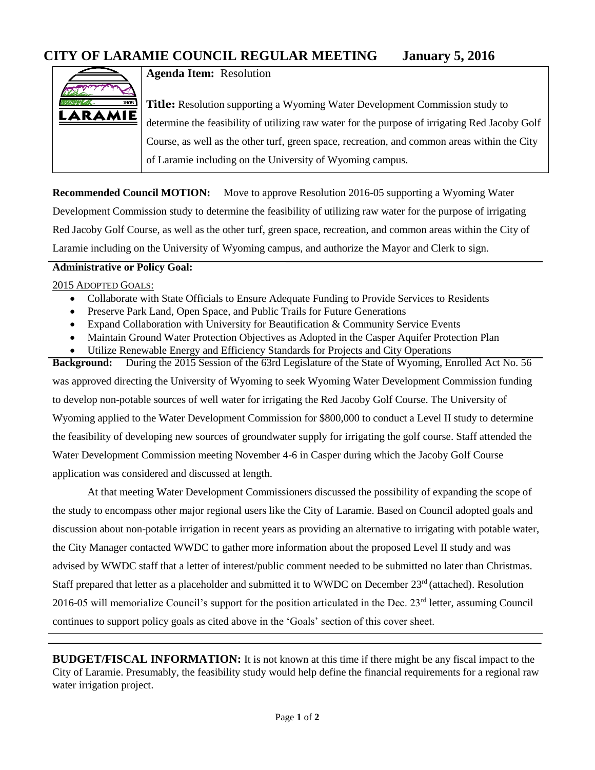# CITY OF LARAMIE COUNCIL REGULAR MEETING January 5, 2016

**Agenda Item:** Resolution

**Title:** Resolution supporting a Wyoming Water Development Commission study to determine the feasibility of utilizing raw water for the purpose of irrigating Red Jacoby Golf Course, as well as the other turf, green space, recreation, and common areas within the City of Laramie including on the University of Wyoming campus.

**Recommended Council MOTION:** Move to approve Resolution 2016-05 supporting a Wyoming Water Development Commission study to determine the feasibility of utilizing raw water for the purpose of irrigating Red Jacoby Golf Course, as well as the other turf, green space, recreation, and common areas within the City of Laramie including on the University of Wyoming campus, and authorize the Mayor and Clerk to sign.

**Administrative or Policy Goal:**

2015 ADOPTED GOALS:

- Collaborate with State Officials to Ensure Adequate Funding to Provide Services to Residents
- Preserve Park Land, Open Space, and Public Trails for Future Generations
- Expand Collaboration with University for Beautification & Community Service Events
- Maintain Ground Water Protection Objectives as Adopted in the Casper Aquifer Protection Plan
- Utilize Renewable Energy and Efficiency Standards for Projects and City Operations

**Background:** During the 2015 Session of the 63rd Legislature of the State of Wyoming, Enrolled Act No. 56 was approved directing the University of Wyoming to seek Wyoming Water Development Commission funding to develop non-potable sources of well water for irrigating the Red Jacoby Golf Course. The University of Wyoming applied to the Water Development Commission for $800,000 to conduct a Level II study to determine the feasibility of developing new sources of groundwater supply for irrigating the golf course. Staff attended the Water Development Commission meeting November 4-6 in Casper during which the Jacoby Golf Course application was considered and discussed at length.

At that meeting Water Development Commissioners discussed the possibility of expanding the scope of the study to encompass other major regional users like the City of Laramie. Based on Council adopted goals and discussion about non-potable irrigation in recent years as providing an alternative to irrigating with potable water, the City Manager contacted WWDC to gather more information about the proposed Level II study and was advised by WWDC staff that a letter of interest/public comment needed to be submitted no later than Christmas. Staff prepared that letter as a placeholder and submitted it to WWDC on December 23rd (attached). Resolution 2016-05 will memorialize Council's support for the position articulated in the Dec. 23rd letter, assuming Council continues to support policy goals as cited above in the 'Goals' section of this cover sheet.

**BUDGET/FISCAL INFORMATION:** It is not known at this time if there might be any fiscal impact to the City of Laramie. Presumably, the feasibility study would help define the financial requirements for a regional raw water irrigation project.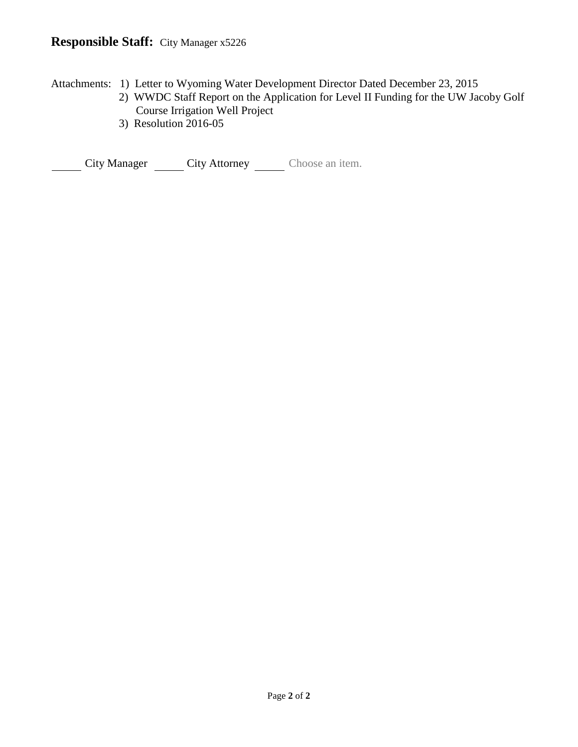**Responsible Staff:** City Manager x5226

Attachments:
1) Letter to Wyoming Water Development Director Dated December 23, 2015
2) WWDC Staff Report on the Application for Level II Funding for the UW Jacoby Golf Course Irrigation Well Project
3) Resolution 2016-05

\_\_\_\_\_ City Manager \_\_\_\_\_ City Attorney \_\_\_\_\_ Choose an item.